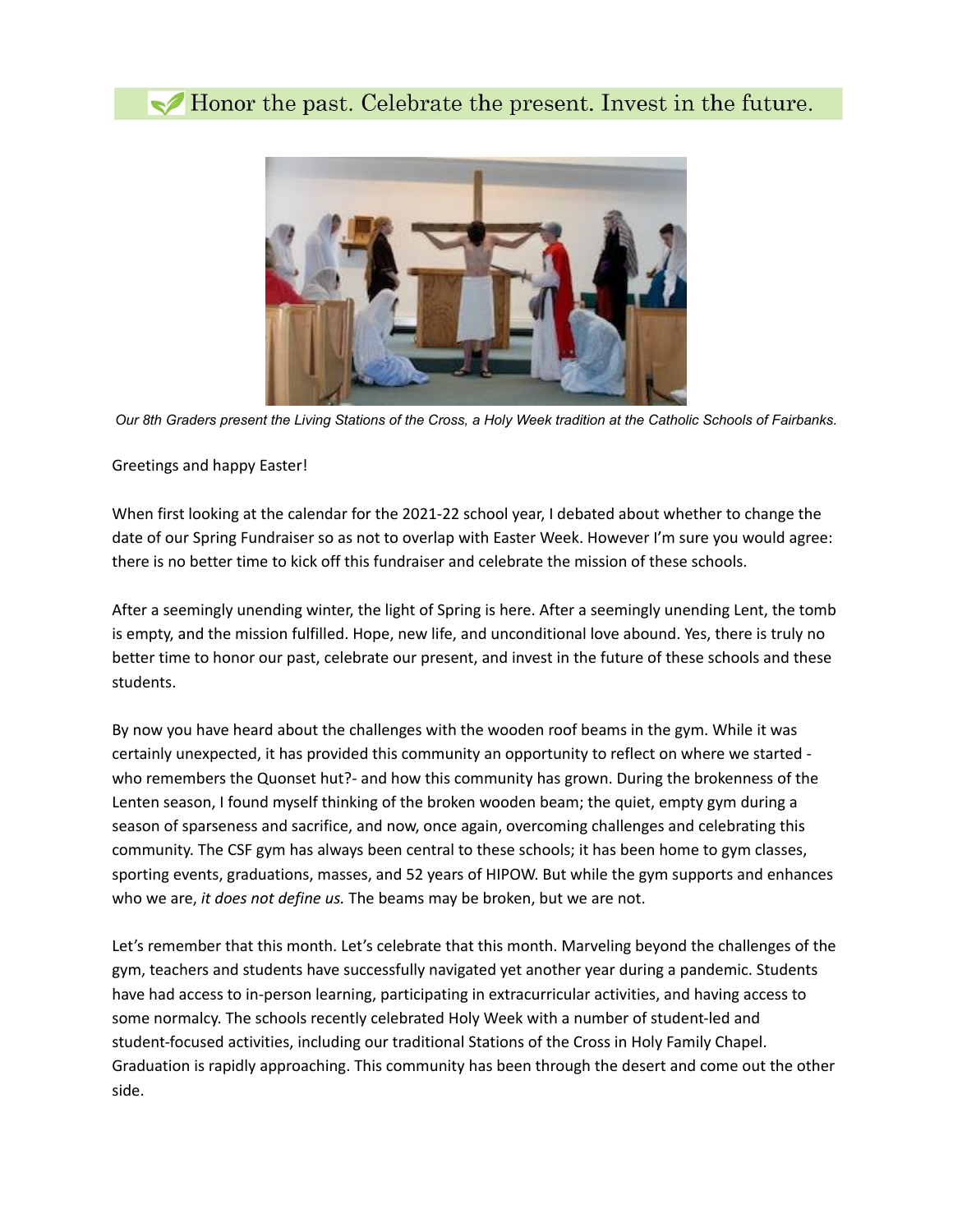Honor the past. Celebrate the present. Invest in the future.

*Our 8th Graders present the Living Stations of the Cross, a Holy Week tradition at the Catholic Schools of Fairbanks.*

Greetings and happy Easter!

When first looking at the calendar for the 2021-22 school year, I debated about whether to change the date of our Spring Fundraiser so as not to overlap with Easter Week. However I'm sure you would agree: there is no better time to kick off this fundraiser and celebrate the mission of these schools.

After a seemingly unending winter, the light of Spring is here. After a seemingly unending Lent, the tomb is empty, and the mission fulfilled. Hope, new life, and unconditional love abound. Yes, there is truly no better time to honor our past, celebrate our present, and invest in the future of these schools and these students.

By now you have heard about the challenges with the wooden roof beams in the gym. While it was certainly unexpected, it has provided this community an opportunity to reflect on where we started - who remembers the Quonset hut?- and how this community has grown. During the brokenness of the Lenten season, I found myself thinking of the broken wooden beam; the quiet, empty gym during a season of sparseness and sacrifice, and now, once again, overcoming challenges and celebrating this community. The CSF gym has always been central to these schools; it has been home to gym classes, sporting events, graduations, masses, and 52 years of HIPOW. But while the gym supports and enhances who we are, *it does not define us.* The beams may be broken, but we are not.

Let's remember that this month. Let's celebrate that this month. Marveling beyond the challenges of the gym, teachers and students have successfully navigated yet another year during a pandemic. Students have had access to in-person learning, participating in extracurricular activities, and having access to some normalcy. The schools recently celebrated Holy Week with a number of student-led and student-focused activities, including our traditional Stations of the Cross in Holy Family Chapel. Graduation is rapidly approaching. This community has been through the desert and come out the other side.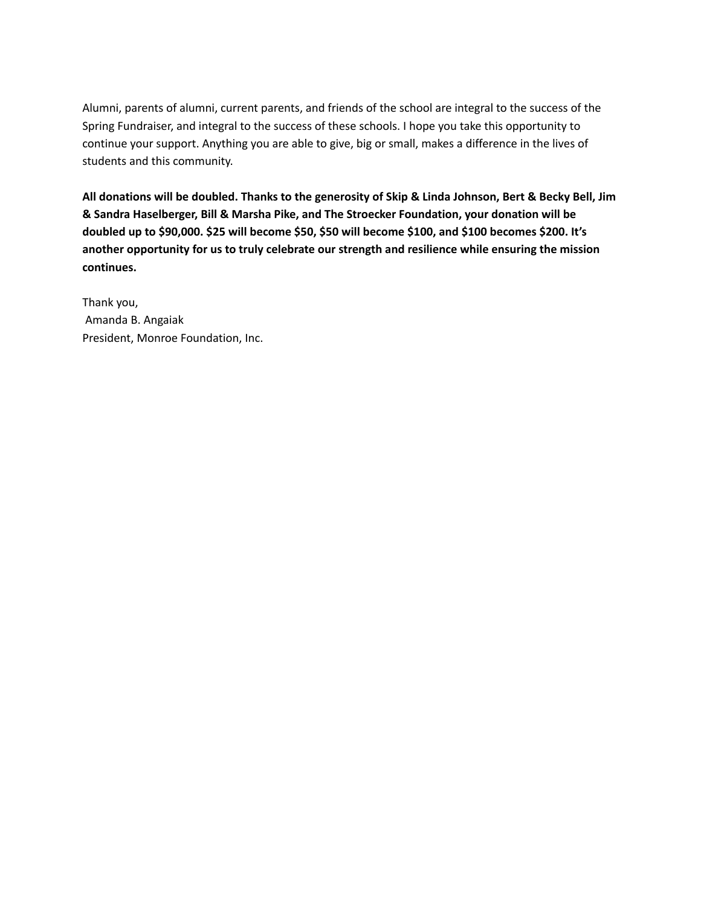Alumni, parents of alumni, current parents, and friends of the school are integral to the success of the Spring Fundraiser, and integral to the success of these schools. I hope you take this opportunity to continue your support. Anything you are able to give, big or small, makes a difference in the lives of students and this community.

**All donations will be doubled. Thanks to the generosity of Skip & Linda Johnson, Bert & Becky Bell, Jim & Sandra Haselberger, Bill & Marsha Pike, and The Stroecker Foundation, your donation will be doubled up to $90,000. $25 will become $50, $50 will become $100, and $100 becomes $200. It's another opportunity for us to truly celebrate our strength and resilience while ensuring the mission continues.**

Thank you,
Amanda B. Angaiak
President, Monroe Foundation, Inc.